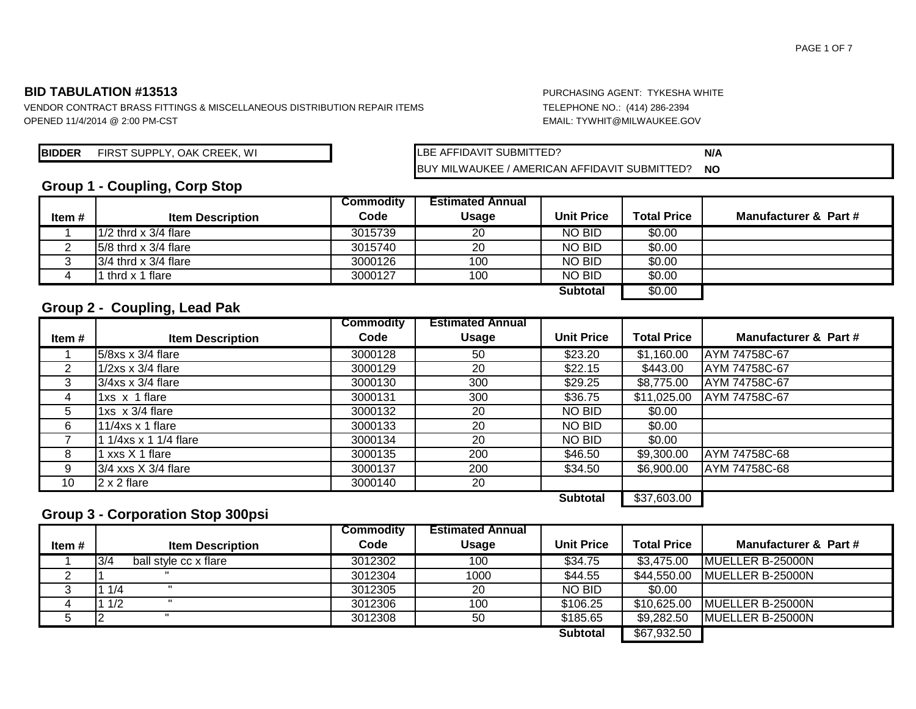**BID TABULATION #13513**

VENDOR CONTRACT BRASS FITTINGS & MISCELLANEOUS DISTRIBUTION REPAIR ITEMS
OPENED 11/4/2014 @ 2:00 PM-CST

PURCHASING AGENT: TYKESHA WHITE
TELEPHONE NO.: (414) 286-2394
EMAIL: TYWHIT@MILWAUKEE.GOV

**BIDDER** FIRST SUPPLY, OAK CREEK, WI

| | |
|---|---|
| LBE AFFIDAVIT SUBMITTED? | **N/A** |
| BUY MILWAUKEE / AMERICAN AFFIDAVIT SUBMITTED? | **NO** |

## Group 1 - Coupling, Corp Stop

| Item # | Item Description | Commodity Code | Estimated Annual Usage | Unit Price | Total Price | Manufacturer & Part # |
|---|---|---|---|---|---|---|
| 1 | 1/2 thrd x 3/4 flare | 3015739 | 20 | NO BID | $0.00 | |
| 2 | 5/8 thrd x 3/4 flare | 3015740 | 20 | NO BID | $0.00 | |
| 3 | 3/4 thrd x 3/4 flare | 3000126 | 100 | NO BID | $0.00 | |
| 4 | 1 thrd x 1 flare | 3000127 | 100 | NO BID | $0.00 | |
| | | | | **Subtotal** | $0.00 | |

## Group 2 - Coupling, Lead Pak

| Item # | Item Description | Commodity Code | Estimated Annual Usage | Unit Price | Total Price | Manufacturer & Part # |
|---|---|---|---|---|---|---|
| 1 | 5/8xs x 3/4 flare | 3000128 | 50 | $23.20 | $1,160.00 | AYM 74758C-67 |
| 2 | 1/2xs x 3/4 flare | 3000129 | 20 | $22.15 | $443.00 | AYM 74758C-67 |
| 3 | 3/4xs x 3/4 flare | 3000130 | 300 | $29.25 | $8,775.00 | AYM 74758C-67 |
| 4 | 1xs x 1 flare | 3000131 | 300 | $36.75 | $11,025.00 | AYM 74758C-67 |
| 5 | 1xs x 3/4 flare | 3000132 | 20 | NO BID | $0.00 | |
| 6 | 11/4xs x 1 flare | 3000133 | 20 | NO BID | $0.00 | |
| 7 | 1 1/4xs x 1 1/4 flare | 3000134 | 20 | NO BID | $0.00 | |
| 8 | 1 xxs X 1 flare | 3000135 | 200 | $46.50 | $9,300.00 | AYM 74758C-68 |
| 9 | 3/4 xxs X 3/4 flare | 3000137 | 200 | $34.50 | $6,900.00 | AYM 74758C-68 |
| 10 | 2 x 2 flare | 3000140 | 20 | | | |
| | | | | **Subtotal** | $37,603.00 | |

## Group 3 - Corporation Stop 300psi

| Item # | Item Description | Commodity Code | Estimated Annual Usage | Unit Price | Total Price | Manufacturer & Part # |
|---|---|---|---|---|---|---|
| 1 | 3/4 ball style cc x flare | 3012302 | 100 | $34.75 | $3,475.00 | MUELLER B-25000N |
| 2 | 1 " | 3012304 | 1000 | $44.55 | $44,550.00 | MUELLER B-25000N |
| 3 | 1 1/4 " | 3012305 | 20 | NO BID | $0.00 | |
| 4 | 1 1/2 " | 3012306 | 100 | $106.25 | $10,625.00 | MUELLER B-25000N |
| 5 | 2 " | 3012308 | 50 | $185.65 | $9,282.50 | MUELLER B-25000N |
| | | | | **Subtotal** | $67,932.50 | |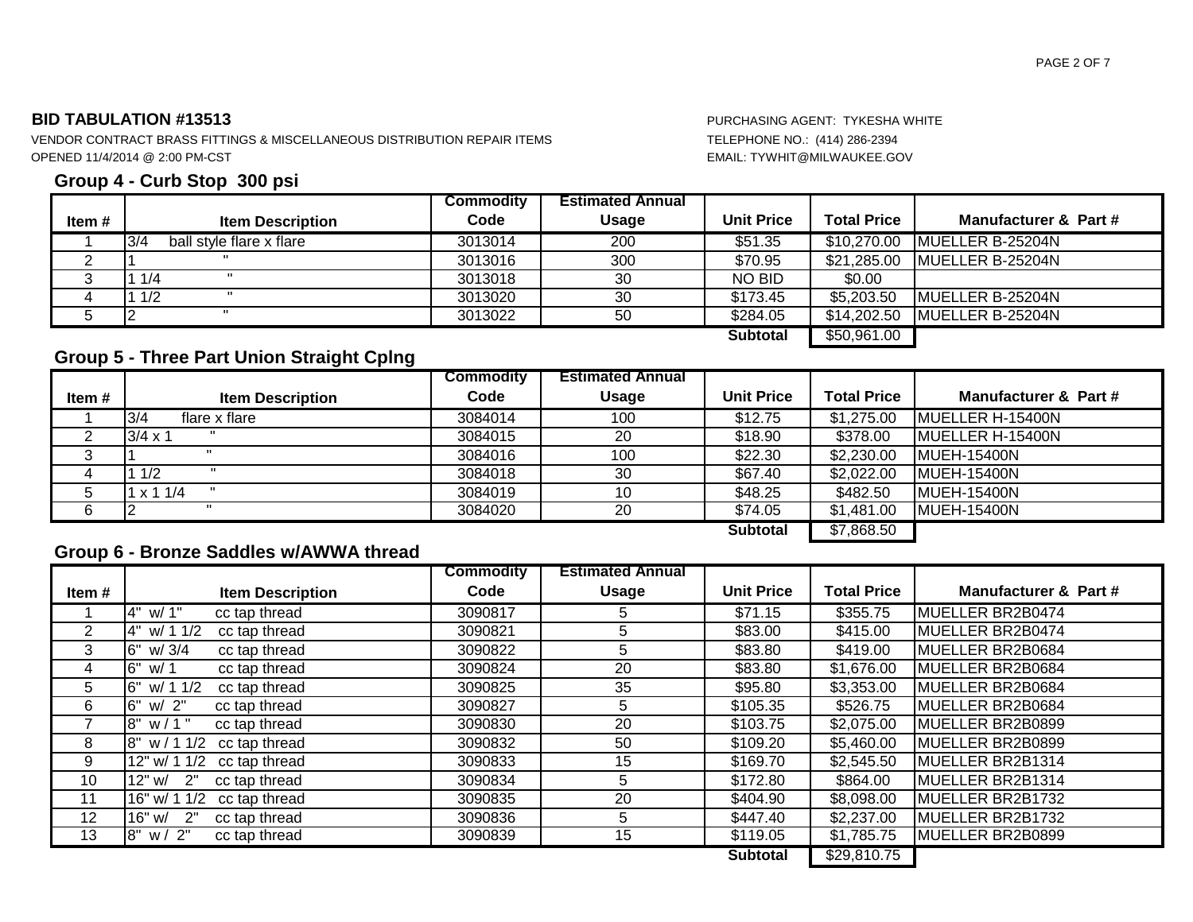**BID TABULATION #13513**

VENDOR CONTRACT BRASS FITTINGS & MISCELLANEOUS DISTRIBUTION REPAIR ITEMS
OPENED 11/4/2014 @ 2:00 PM-CST

PURCHASING AGENT: TYKESHA WHITE
TELEPHONE NO.: (414) 286-2394
EMAIL: TYWHIT@MILWAUKEE.GOV

## Group 4 - Curb Stop 300 psi

| Item # | Item Description | Commodity Code | Estimated Annual Usage | Unit Price | Total Price | Manufacturer & Part # |
|---|---|---|---|---|---|---|
| 1 | 3/4 ball style flare x flare | 3013014 | 200 | $51.35 | $10,270.00 | MUELLER B-25204N |
| 2 | 1 " | 3013016 | 300 | $70.95 | $21,285.00 | MUELLER B-25204N |
| 3 | 1 1/4 " | 3013018 | 30 | NO BID | $0.00 | |
| 4 | 1 1/2 " | 3013020 | 30 | $173.45 | $5,203.50 | MUELLER B-25204N |
| 5 | 2 " | 3013022 | 50 | $284.05 | $14,202.50 | MUELLER B-25204N |
| | | | | **Subtotal** | $50,961.00 | |

## Group 5 - Three Part Union Straight Cplng

| Item # | Item Description | Commodity Code | Estimated Annual Usage | Unit Price | Total Price | Manufacturer & Part # |
|---|---|---|---|---|---|---|
| 1 | 3/4 flare x flare | 3084014 | 100 | $12.75 | $1,275.00 | MUELLER H-15400N |
| 2 | 3/4 x 1 " | 3084015 | 20 | $18.90 | $378.00 | MUELLER H-15400N |
| 3 | 1 " | 3084016 | 100 | $22.30 | $2,230.00 | MUEH-15400N |
| 4 | 1 1/2 " | 3084018 | 30 | $67.40 | $2,022.00 | MUEH-15400N |
| 5 | 1 x 1 1/4 " | 3084019 | 10 | $48.25 | $482.50 | MUEH-15400N |
| 6 | 2 " | 3084020 | 20 | $74.05 | $1,481.00 | MUEH-15400N |
| | | | | **Subtotal** | $7,868.50 | |

## Group 6 - Bronze Saddles w/AWWA thread

| Item # | Item Description | Commodity Code | Estimated Annual Usage | Unit Price | Total Price | Manufacturer & Part # |
|---|---|---|---|---|---|---|
| 1 | 4" w/ 1" cc tap thread | 3090817 | 5 | $71.15 | $355.75 | MUELLER BR2B0474 |
| 2 | 4" w/ 1 1/2 cc tap thread | 3090821 | 5 | $83.00 | $415.00 | MUELLER BR2B0474 |
| 3 | 6" w/ 3/4 cc tap thread | 3090822 | 5 | $83.80 | $419.00 | MUELLER BR2B0684 |
| 4 | 6" w/ 1 cc tap thread | 3090824 | 20 | $83.80 | $1,676.00 | MUELLER BR2B0684 |
| 5 | 6" w/ 1 1/2 cc tap thread | 3090825 | 35 | $95.80 | $3,353.00 | MUELLER BR2B0684 |
| 6 | 6" w/ 2" cc tap thread | 3090827 | 5 | $105.35 | $526.75 | MUELLER BR2B0684 |
| 7 | 8" w / 1 " cc tap thread | 3090830 | 20 | $103.75 | $2,075.00 | MUELLER BR2B0899 |
| 8 | 8" w / 1 1/2 cc tap thread | 3090832 | 50 | $109.20 | $5,460.00 | MUELLER BR2B0899 |
| 9 | 12" w/ 1 1/2 cc tap thread | 3090833 | 15 | $169.70 | $2,545.50 | MUELLER BR2B1314 |
| 10 | 12" w/ 2" cc tap thread | 3090834 | 5 | $172.80 | $864.00 | MUELLER BR2B1314 |
| 11 | 16" w/ 1 1/2 cc tap thread | 3090835 | 20 | $404.90 | $8,098.00 | MUELLER BR2B1732 |
| 12 | 16" w/ 2" cc tap thread | 3090836 | 5 | $447.40 | $2,237.00 | MUELLER BR2B1732 |
| 13 | 8" w / 2" cc tap thread | 3090839 | 15 | $119.05 | $1,785.75 | MUELLER BR2B0899 |
| | | | | **Subtotal** | $29,810.75 | |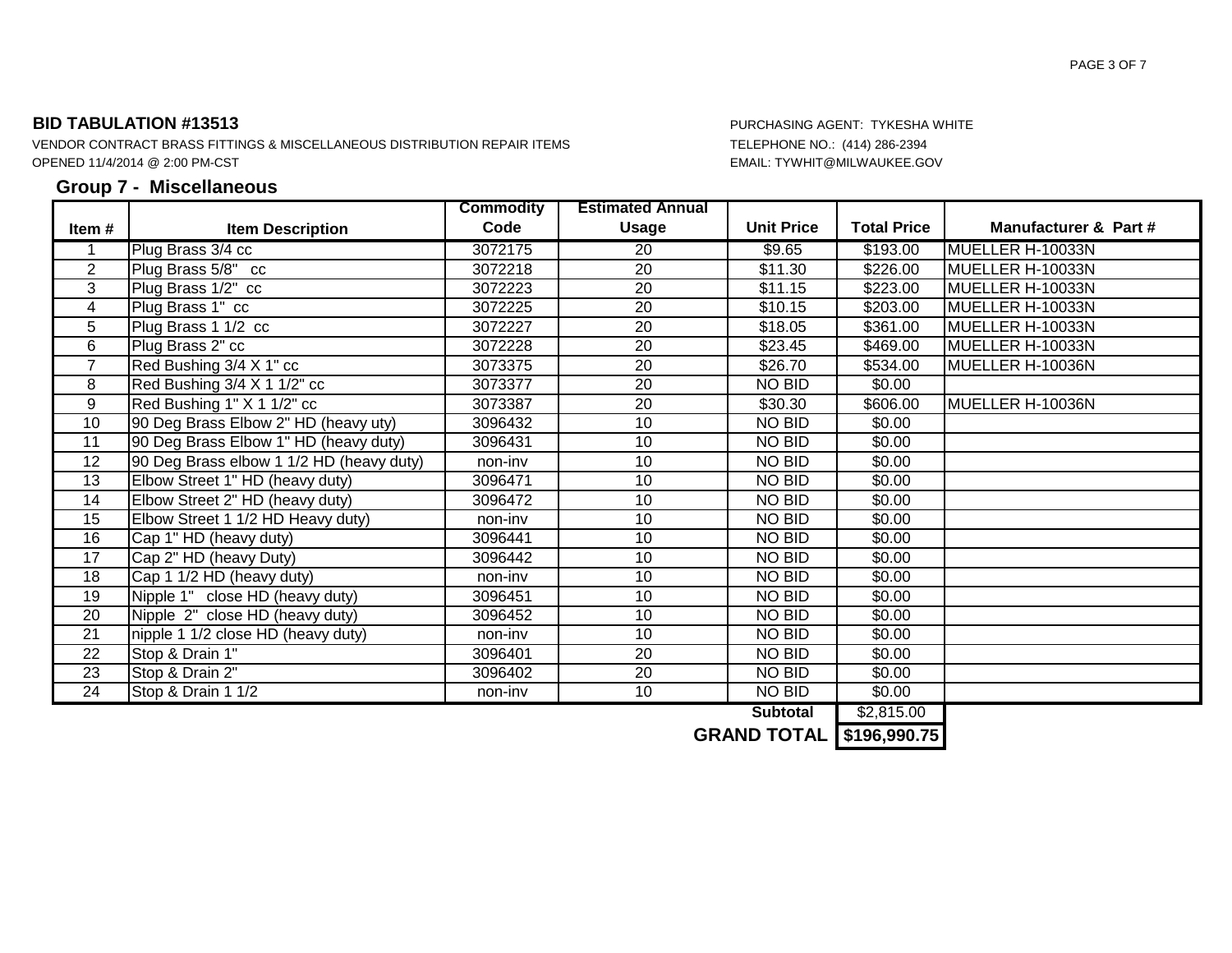**BID TABULATION #13513**

VENDOR CONTRACT BRASS FITTINGS & MISCELLANEOUS DISTRIBUTION REPAIR ITEMS
OPENED 11/4/2014 @ 2:00 PM-CST

PURCHASING AGENT: TYKESHA WHITE
TELEPHONE NO.: (414) 286-2394
EMAIL: TYWHIT@MILWAUKEE.GOV

## Group 7 - Miscellaneous

| Item # | Item Description | Commodity Code | Estimated Annual Usage | Unit Price | Total Price | Manufacturer & Part # |
|---|---|---|---|---|---|---|
| 1 | Plug Brass 3/4 cc | 3072175 | 20 | $9.65 | $193.00 | MUELLER H-10033N |
| 2 | Plug Brass 5/8" cc | 3072218 | 20 | $11.30 | $226.00 | MUELLER H-10033N |
| 3 | Plug Brass 1/2" cc | 3072223 | 20 | $11.15 | $223.00 | MUELLER H-10033N |
| 4 | Plug Brass 1" cc | 3072225 | 20 | $10.15 | $203.00 | MUELLER H-10033N |
| 5 | Plug Brass 1 1/2 cc | 3072227 | 20 | $18.05 | $361.00 | MUELLER H-10033N |
| 6 | Plug Brass 2" cc | 3072228 | 20 | $23.45 | $469.00 | MUELLER H-10033N |
| 7 | Red Bushing 3/4 X 1" cc | 3073375 | 20 | $26.70 | $534.00 | MUELLER H-10036N |
| 8 | Red Bushing 3/4 X 1 1/2" cc | 3073377 | 20 | NO BID | $0.00 | |
| 9 | Red Bushing 1" X 1 1/2" cc | 3073387 | 20 | $30.30 | $606.00 | MUELLER H-10036N |
| 10 | 90 Deg Brass Elbow 2" HD (heavy uty) | 3096432 | 10 | NO BID | $0.00 | |
| 11 | 90 Deg Brass Elbow 1" HD (heavy duty) | 3096431 | 10 | NO BID | $0.00 | |
| 12 | 90 Deg Brass elbow 1 1/2 HD (heavy duty) | non-inv | 10 | NO BID | $0.00 | |
| 13 | Elbow Street 1" HD (heavy duty) | 3096471 | 10 | NO BID | $0.00 | |
| 14 | Elbow Street 2" HD (heavy duty) | 3096472 | 10 | NO BID | $0.00 | |
| 15 | Elbow Street 1 1/2 HD Heavy duty) | non-inv | 10 | NO BID | $0.00 | |
| 16 | Cap 1" HD (heavy duty) | 3096441 | 10 | NO BID | $0.00 | |
| 17 | Cap 2" HD (heavy Duty) | 3096442 | 10 | NO BID | $0.00 | |
| 18 | Cap 1 1/2 HD (heavy duty) | non-inv | 10 | NO BID | $0.00 | |
| 19 | Nipple 1" close HD (heavy duty) | 3096451 | 10 | NO BID | $0.00 | |
| 20 | Nipple 2" close HD (heavy duty) | 3096452 | 10 | NO BID | $0.00 | |
| 21 | nipple 1 1/2 close HD (heavy duty) | non-inv | 10 | NO BID | $0.00 | |
| 22 | Stop & Drain 1" | 3096401 | 20 | NO BID | $0.00 | |
| 23 | Stop & Drain 2" | 3096402 | 20 | NO BID | $0.00 | |
| 24 | Stop & Drain 1 1/2 | non-inv | 10 | NO BID | $0.00 | |
| | | | | **Subtotal** | $2,815.00 | |
| | | | | **GRAND TOTAL** | **$196,990.75** | |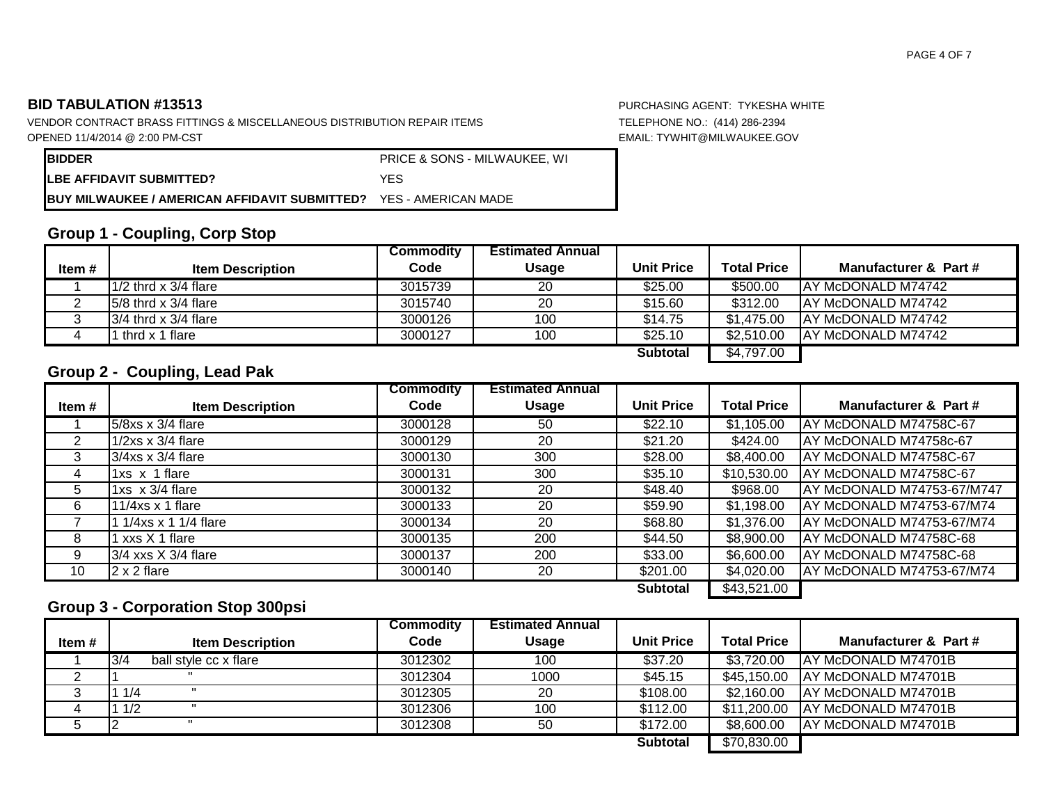**BID TABULATION #13513**

VENDOR CONTRACT BRASS FITTINGS & MISCELLANEOUS DISTRIBUTION REPAIR ITEMS

OPENED 11/4/2014 @ 2:00 PM-CST

PURCHASING AGENT: TYKESHA WHITE

TELEPHONE NO.: (414) 286-2394

EMAIL: TYWHIT@MILWAUKEE.GOV

| | |
|---|---|
| **BIDDER** | PRICE & SONS - MILWAUKEE, WI |
| **LBE AFFIDAVIT SUBMITTED?** | YES |
| **BUY MILWAUKEE / AMERICAN AFFIDAVIT SUBMITTED?** | YES - AMERICAN MADE |

## Group 1 - Coupling, Corp Stop

| Item # | Item Description | Commodity Code | Estimated Annual Usage | Unit Price | Total Price | Manufacturer & Part # |
|---|---|---|---|---|---|---|
| 1 | 1/2 thrd x 3/4 flare | 3015739 | 20 | $25.00 | $500.00 | AY McDONALD M74742 |
| 2 | 5/8 thrd x 3/4 flare | 3015740 | 20 | $15.60 | $312.00 | AY McDONALD M74742 |
| 3 | 3/4 thrd x 3/4 flare | 3000126 | 100 | $14.75 | $1,475.00 | AY McDONALD M74742 |
| 4 | 1 thrd x 1 flare | 3000127 | 100 | $25.10 | $2,510.00 | AY McDONALD M74742 |
| | | | | **Subtotal** | $4,797.00 | |

## Group 2 - Coupling, Lead Pak

| Item # | Item Description | Commodity Code | Estimated Annual Usage | Unit Price | Total Price | Manufacturer & Part # |
|---|---|---|---|---|---|---|
| 1 | 5/8xs x 3/4 flare | 3000128 | 50 | $22.10 | $1,105.00 | AY McDONALD M74758C-67 |
| 2 | 1/2xs x 3/4 flare | 3000129 | 20 | $21.20 | $424.00 | AY McDONALD M74758c-67 |
| 3 | 3/4xs x 3/4 flare | 3000130 | 300 | $28.00 | $8,400.00 | AY McDONALD M74758C-67 |
| 4 | 1xs x 1 flare | 3000131 | 300 | $35.10 | $10,530.00 | AY McDONALD M74758C-67 |
| 5 | 1xs x 3/4 flare | 3000132 | 20 | $48.40 | $968.00 | AY McDONALD M74753-67/M747 |
| 6 | 11/4xs x 1 flare | 3000133 | 20 | $59.90 | $1,198.00 | AY McDONALD M74753-67/M74 |
| 7 | 1 1/4xs x 1 1/4 flare | 3000134 | 20 | $68.80 | $1,376.00 | AY McDONALD M74753-67/M74 |
| 8 | 1 xxs X 1 flare | 3000135 | 200 | $44.50 | $8,900.00 | AY McDONALD M74758C-68 |
| 9 | 3/4 xxs X 3/4 flare | 3000137 | 200 | $33.00 | $6,600.00 | AY McDONALD M74758C-68 |
| 10 | 2 x 2 flare | 3000140 | 20 | $201.00 | $4,020.00 | AY McDONALD M74753-67/M74 |
| | | | | **Subtotal** | $43,521.00 | |

## Group 3 - Corporation Stop 300psi

| Item # | Item Description | Commodity Code | Estimated Annual Usage | Unit Price | Total Price | Manufacturer & Part # |
|---|---|---|---|---|---|---|
| 1 | 3/4 ball style cc x flare | 3012302 | 100 | $37.20 | $3,720.00 | AY McDONALD M74701B |
| 2 | 1 " | 3012304 | 1000 | $45.15 | $45,150.00 | AY McDONALD M74701B |
| 3 | 1 1/4 " | 3012305 | 20 | $108.00 | $2,160.00 | AY McDONALD M74701B |
| 4 | 1 1/2 " | 3012306 | 100 | $112.00 | $11,200.00 | AY McDONALD M74701B |
| 5 | 2 " | 3012308 | 50 | $172.00 | $8,600.00 | AY McDONALD M74701B |
| | | | | **Subtotal** | $70,830.00 | |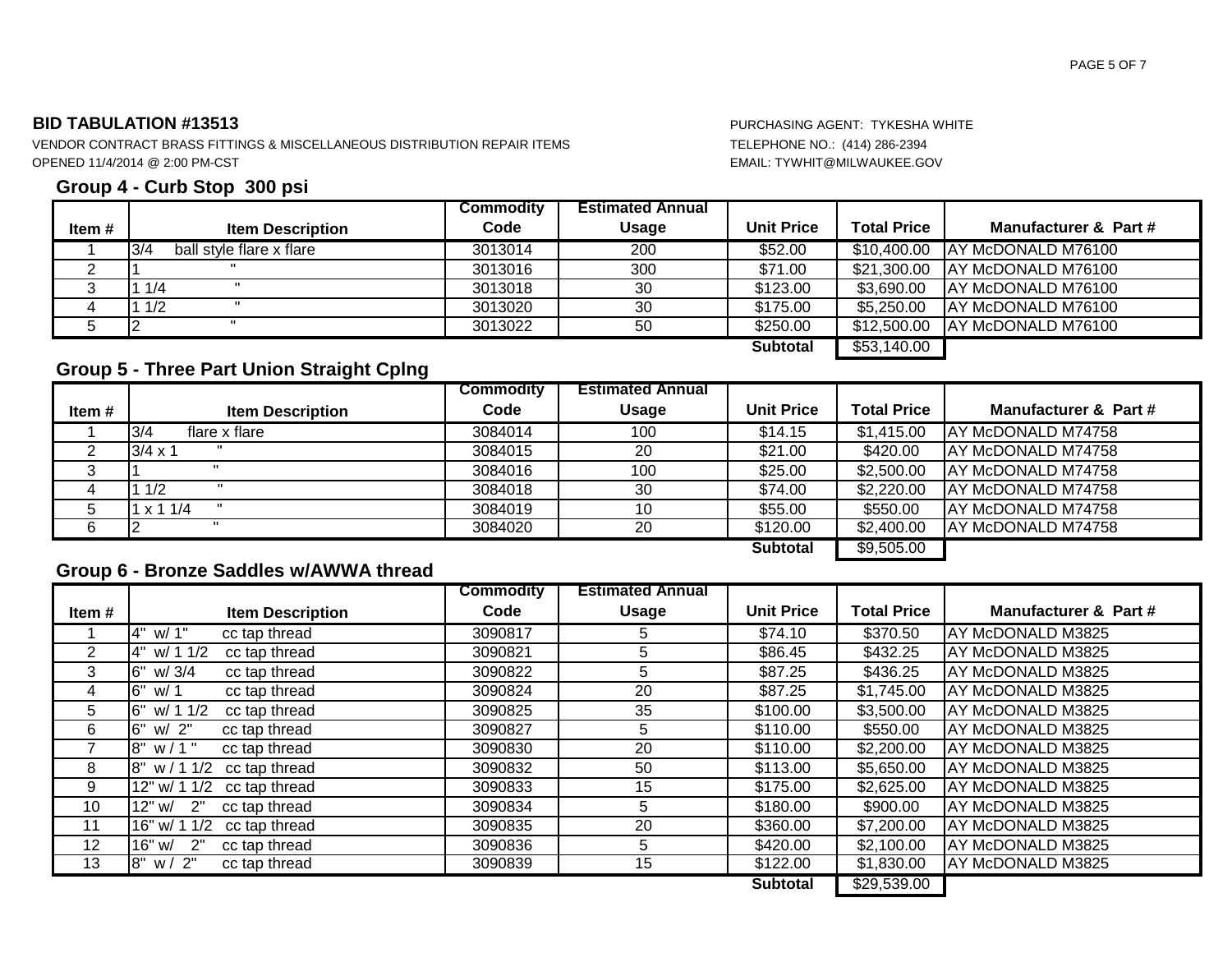**BID TABULATION #13513**

VENDOR CONTRACT BRASS FITTINGS & MISCELLANEOUS DISTRIBUTION REPAIR ITEMS
OPENED 11/4/2014 @ 2:00 PM-CST

PURCHASING AGENT: TYKESHA WHITE
TELEPHONE NO.: (414) 286-2394
EMAIL: TYWHIT@MILWAUKEE.GOV

### Group 4 - Curb Stop 300 psi

| Item # | Item Description | Commodity Code | Estimated Annual Usage | Unit Price | Total Price | Manufacturer & Part # |
|---|---|---|---|---|---|---|
| 1 | 3/4 ball style flare x flare | 3013014 | 200 | $52.00 | $10,400.00 | AY McDONALD M76100 |
| 2 | 1 " | 3013016 | 300 | $71.00 | $21,300.00 | AY McDONALD M76100 |
| 3 | 1 1/4 " | 3013018 | 30 | $123.00 | $3,690.00 | AY McDONALD M76100 |
| 4 | 1 1/2 " | 3013020 | 30 | $175.00 | $5,250.00 | AY McDONALD M76100 |
| 5 | 2 " | 3013022 | 50 | $250.00 | $12,500.00 | AY McDONALD M76100 |
| | | | | **Subtotal** | $53,140.00 | |

### Group 5 - Three Part Union Straight Cplng

| Item # | Item Description | Commodity Code | Estimated Annual Usage | Unit Price | Total Price | Manufacturer & Part # |
|---|---|---|---|---|---|---|
| 1 | 3/4 flare x flare | 3084014 | 100 | $14.15 | $1,415.00 | AY McDONALD M74758 |
| 2 | 3/4 x 1 " | 3084015 | 20 | $21.00 | $420.00 | AY McDONALD M74758 |
| 3 | 1 " | 3084016 | 100 | $25.00 | $2,500.00 | AY McDONALD M74758 |
| 4 | 1 1/2 " | 3084018 | 30 | $74.00 | $2,220.00 | AY McDONALD M74758 |
| 5 | 1 x 1 1/4 " | 3084019 | 10 | $55.00 | $550.00 | AY McDONALD M74758 |
| 6 | 2 " | 3084020 | 20 | $120.00 | $2,400.00 | AY McDONALD M74758 |
| | | | | **Subtotal** | $9,505.00 | |

### Group 6 - Bronze Saddles w/AWWA thread

| Item # | Item Description | Commodity Code | Estimated Annual Usage | Unit Price | Total Price | Manufacturer & Part # |
|---|---|---|---|---|---|---|
| 1 | 4" w/ 1" cc tap thread | 3090817 | 5 | $74.10 | $370.50 | AY McDONALD M3825 |
| 2 | 4" w/ 1 1/2 cc tap thread | 3090821 | 5 | $86.45 | $432.25 | AY McDONALD M3825 |
| 3 | 6" w/ 3/4 cc tap thread | 3090822 | 5 | $87.25 | $436.25 | AY McDONALD M3825 |
| 4 | 6" w/ 1 cc tap thread | 3090824 | 20 | $87.25 | $1,745.00 | AY McDONALD M3825 |
| 5 | 6" w/ 1 1/2 cc tap thread | 3090825 | 35 | $100.00 | $3,500.00 | AY McDONALD M3825 |
| 6 | 6" w/ 2" cc tap thread | 3090827 | 5 | $110.00 | $550.00 | AY McDONALD M3825 |
| 7 | 8" w / 1 " cc tap thread | 3090830 | 20 | $110.00 | $2,200.00 | AY McDONALD M3825 |
| 8 | 8" w / 1 1/2 cc tap thread | 3090832 | 50 | $113.00 | $5,650.00 | AY McDONALD M3825 |
| 9 | 12" w/ 1 1/2 cc tap thread | 3090833 | 15 | $175.00 | $2,625.00 | AY McDONALD M3825 |
| 10 | 12" w/ 2" cc tap thread | 3090834 | 5 | $180.00 | $900.00 | AY McDONALD M3825 |
| 11 | 16" w/ 1 1/2 cc tap thread | 3090835 | 20 | $360.00 | $7,200.00 | AY McDONALD M3825 |
| 12 | 16" w/ 2" cc tap thread | 3090836 | 5 | $420.00 | $2,100.00 | AY McDONALD M3825 |
| 13 | 8" w / 2" cc tap thread | 3090839 | 15 | $122.00 | $1,830.00 | AY McDONALD M3825 |
| | | | | **Subtotal** | $29,539.00 | |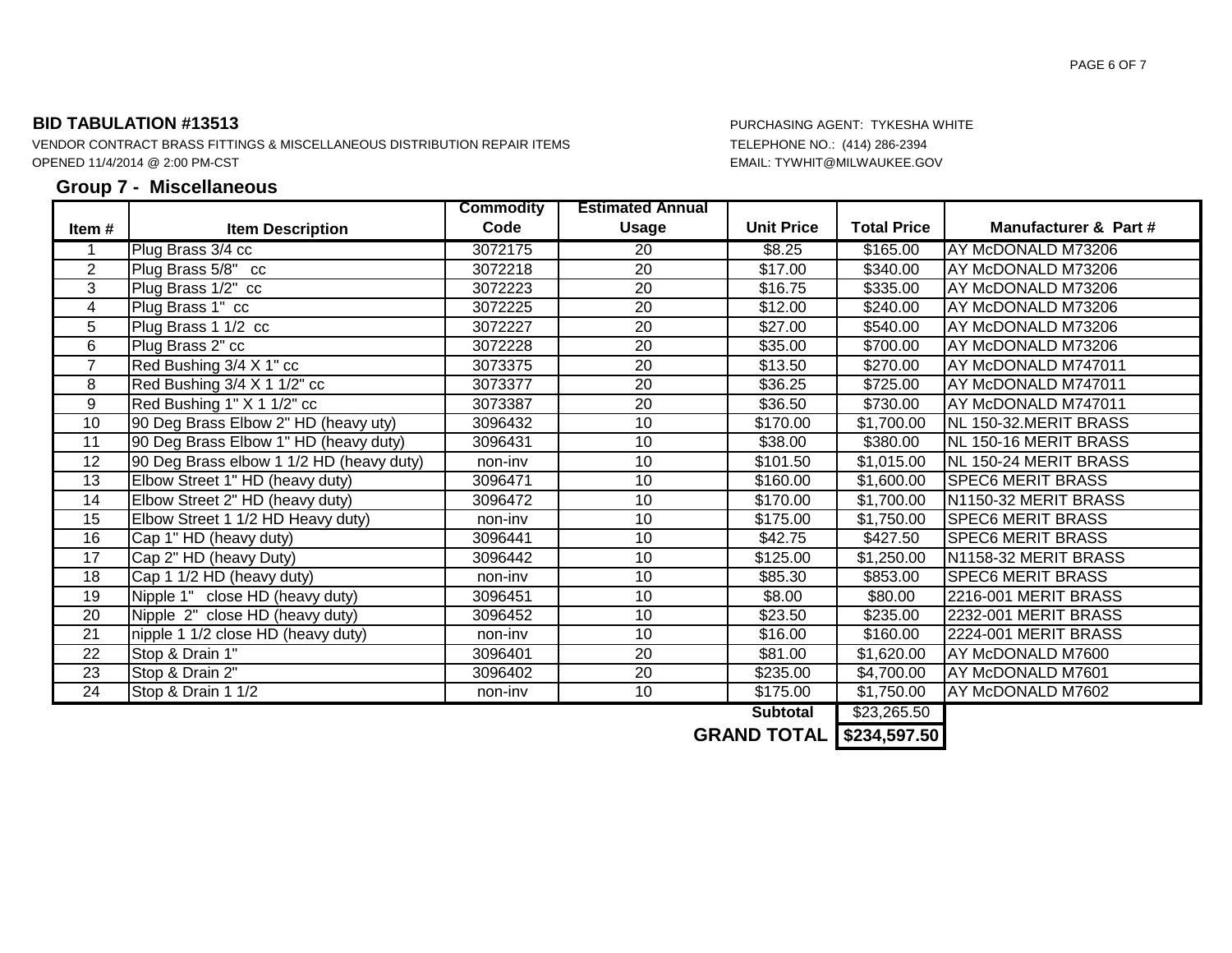**BID TABULATION #13513**

VENDOR CONTRACT BRASS FITTINGS & MISCELLANEOUS DISTRIBUTION REPAIR ITEMS

OPENED 11/4/2014 @ 2:00 PM-CST

PURCHASING AGENT: TYKESHA WHITE

TELEPHONE NO.: (414) 286-2394

EMAIL: TYWHIT@MILWAUKEE.GOV

## Group 7 - Miscellaneous

| Item # | Item Description | Commodity Code | Estimated Annual Usage | Unit Price | Total Price | Manufacturer & Part # |
|---|---|---|---|---|---|---|
| 1 | Plug Brass 3/4 cc | 3072175 | 20 | $8.25 | $165.00 | AY McDONALD M73206 |
| 2 | Plug Brass 5/8" cc | 3072218 | 20 | $17.00 | $340.00 | AY McDONALD M73206 |
| 3 | Plug Brass 1/2" cc | 3072223 | 20 | $16.75 | $335.00 | AY McDONALD M73206 |
| 4 | Plug Brass 1" cc | 3072225 | 20 | $12.00 | $240.00 | AY McDONALD M73206 |
| 5 | Plug Brass 1 1/2 cc | 3072227 | 20 | $27.00 | $540.00 | AY McDONALD M73206 |
| 6 | Plug Brass 2" cc | 3072228 | 20 | $35.00 | $700.00 | AY McDONALD M73206 |
| 7 | Red Bushing 3/4 X 1" cc | 3073375 | 20 | $13.50 | $270.00 | AY McDONALD M747011 |
| 8 | Red Bushing 3/4 X 1 1/2" cc | 3073377 | 20 | $36.25 | $725.00 | AY McDONALD M747011 |
| 9 | Red Bushing 1" X 1 1/2" cc | 3073387 | 20 | $36.50 | $730.00 | AY McDONALD M747011 |
| 10 | 90 Deg Brass Elbow 2" HD (heavy uty) | 3096432 | 10 | $170.00 | $1,700.00 | NL 150-32.MERIT BRASS |
| 11 | 90 Deg Brass Elbow 1" HD (heavy duty) | 3096431 | 10 | $38.00 | $380.00 | NL 150-16 MERIT BRASS |
| 12 | 90 Deg Brass elbow 1 1/2 HD (heavy duty) | non-inv | 10 | $101.50 | $1,015.00 | NL 150-24 MERIT BRASS |
| 13 | Elbow Street 1" HD (heavy duty) | 3096471 | 10 | $160.00 | $1,600.00 | SPEC6 MERIT BRASS |
| 14 | Elbow Street 2" HD (heavy duty) | 3096472 | 10 | $170.00 | $1,700.00 | N1150-32 MERIT BRASS |
| 15 | Elbow Street 1 1/2 HD Heavy duty) | non-inv | 10 | $175.00 | $1,750.00 | SPEC6 MERIT BRASS |
| 16 | Cap 1" HD (heavy duty) | 3096441 | 10 | $42.75 | $427.50 | SPEC6 MERIT BRASS |
| 17 | Cap 2" HD (heavy Duty) | 3096442 | 10 | $125.00 | $1,250.00 | N1158-32 MERIT BRASS |
| 18 | Cap 1 1/2 HD (heavy duty) | non-inv | 10 | $85.30 | $853.00 | SPEC6 MERIT BRASS |
| 19 | Nipple 1" close HD (heavy duty) | 3096451 | 10 | $8.00 | $80.00 | 2216-001 MERIT BRASS |
| 20 | Nipple 2" close HD (heavy duty) | 3096452 | 10 | $23.50 | $235.00 | 2232-001 MERIT BRASS |
| 21 | nipple 1 1/2 close HD (heavy duty) | non-inv | 10 | $16.00 | $160.00 | 2224-001 MERIT BRASS |
| 22 | Stop & Drain 1" | 3096401 | 20 | $81.00 | $1,620.00 | AY McDONALD M7600 |
| 23 | Stop & Drain 2" | 3096402 | 20 | $235.00 | $4,700.00 | AY McDONALD M7601 |
| 24 | Stop & Drain 1 1/2 | non-inv | 10 | $175.00 | $1,750.00 | AY McDONALD M7602 |
| | | | | **Subtotal** | $23,265.50 | |
| | | | | **GRAND TOTAL** | **$234,597.50** | |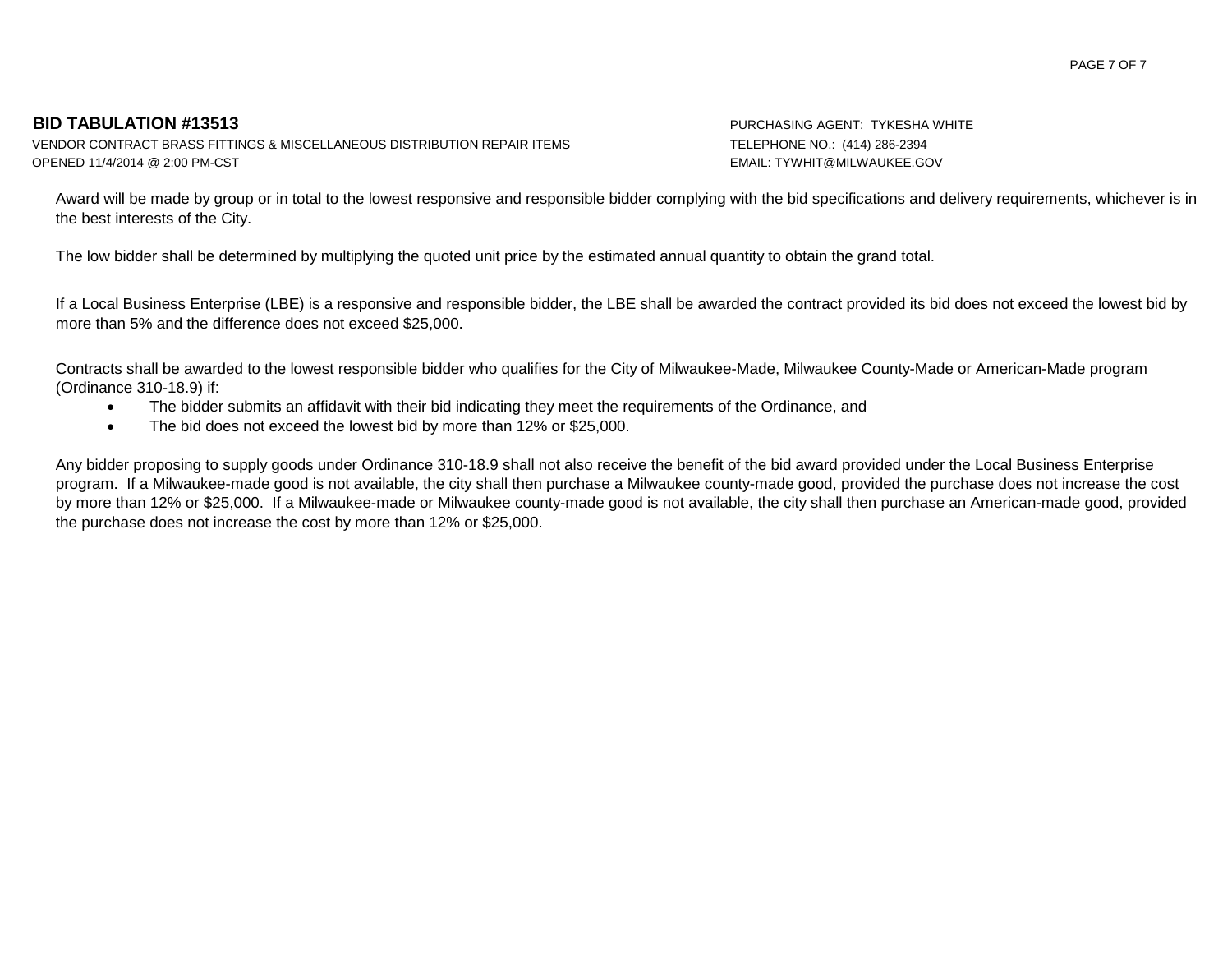**BID TABULATION #13513**

VENDOR CONTRACT BRASS FITTINGS & MISCELLANEOUS DISTRIBUTION REPAIR ITEMS
OPENED 11/4/2014 @ 2:00 PM-CST

PURCHASING AGENT: TYKESHA WHITE
TELEPHONE NO.: (414) 286-2394
EMAIL: TYWHIT@MILWAUKEE.GOV

Award will be made by group or in total to the lowest responsive and responsible bidder complying with the bid specifications and delivery requirements, whichever is in the best interests of the City.

The low bidder shall be determined by multiplying the quoted unit price by the estimated annual quantity to obtain the grand total.

If a Local Business Enterprise (LBE) is a responsive and responsible bidder, the LBE shall be awarded the contract provided its bid does not exceed the lowest bid by more than 5% and the difference does not exceed $25,000.

Contracts shall be awarded to the lowest responsible bidder who qualifies for the City of Milwaukee-Made, Milwaukee County-Made or American-Made program (Ordinance 310-18.9) if:

- The bidder submits an affidavit with their bid indicating they meet the requirements of the Ordinance, and
- The bid does not exceed the lowest bid by more than 12% or $25,000.

Any bidder proposing to supply goods under Ordinance 310-18.9 shall not also receive the benefit of the bid award provided under the Local Business Enterprise program. If a Milwaukee-made good is not available, the city shall then purchase a Milwaukee county-made good, provided the purchase does not increase the cost by more than 12% or $25,000. If a Milwaukee-made or Milwaukee county-made good is not available, the city shall then purchase an American-made good, provided the purchase does not increase the cost by more than 12% or $25,000.